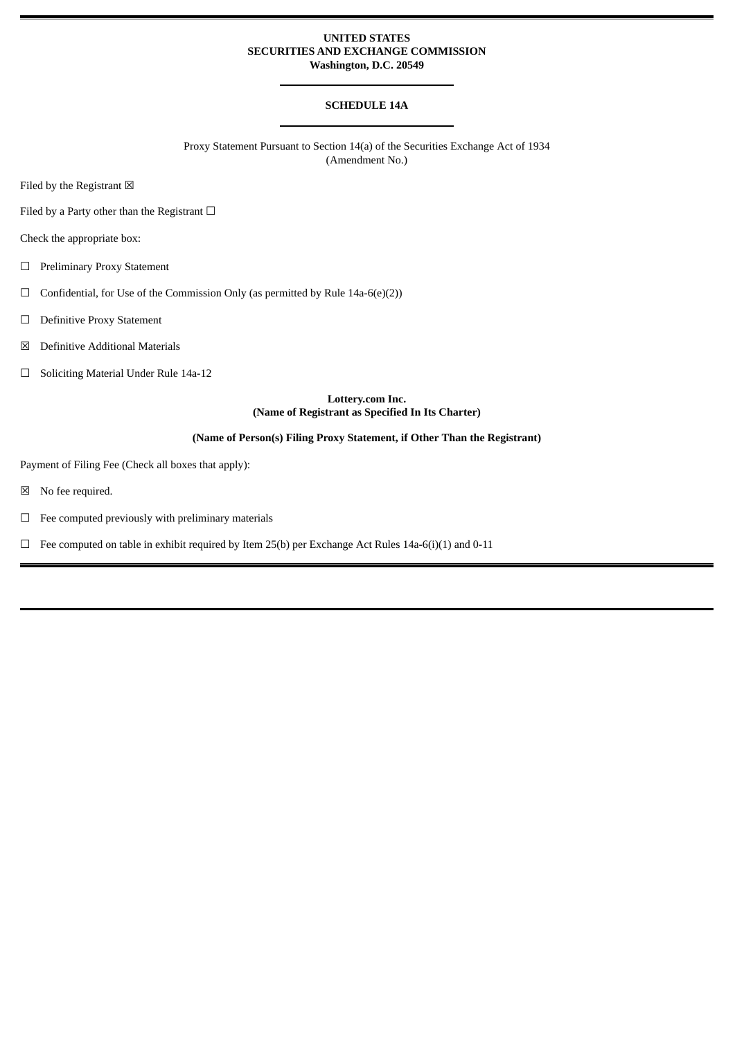**UNITED STATES**
**SECURITIES AND EXCHANGE COMMISSION**
**Washington, D.C. 20549**

---

**SCHEDULE 14A**

---

Proxy Statement Pursuant to Section 14(a) of the Securities Exchange Act of 1934
(Amendment No.)

Filed by the Registrant ☒

Filed by a Party other than the Registrant ☐

Check the appropriate box:

☐ Preliminary Proxy Statement

☐ Confidential, for Use of the Commission Only (as permitted by Rule 14a-6(e)(2))

☐ Definitive Proxy Statement

☒ Definitive Additional Materials

☐ Soliciting Material Under Rule 14a-12

**Lottery.com Inc.**
**(Name of Registrant as Specified In Its Charter)**

**(Name of Person(s) Filing Proxy Statement, if Other Than the Registrant)**

Payment of Filing Fee (Check all boxes that apply):

☒ No fee required.

☐ Fee computed previously with preliminary materials

☐ Fee computed on table in exhibit required by Item 25(b) per Exchange Act Rules 14a-6(i)(1) and 0-11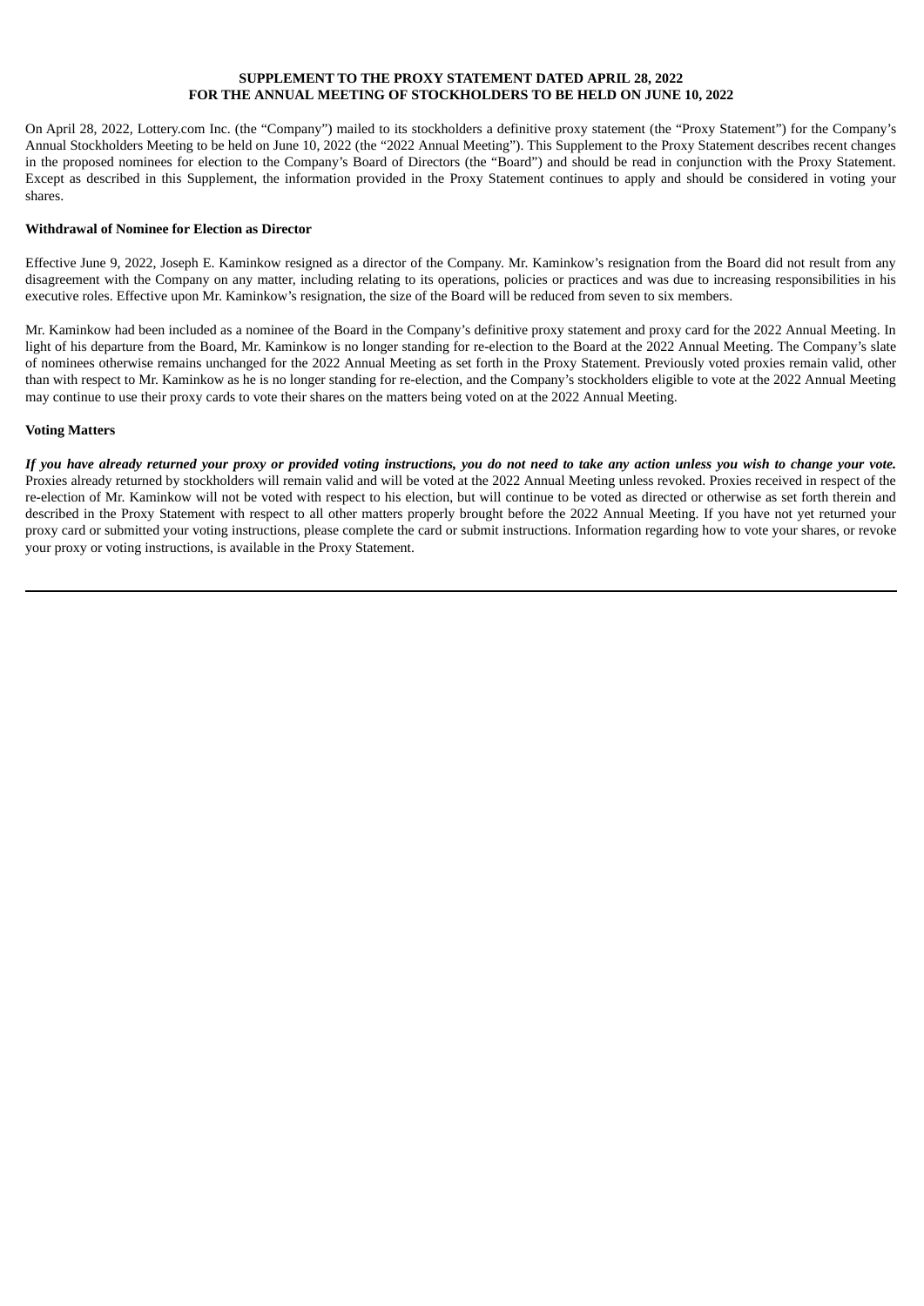**SUPPLEMENT TO THE PROXY STATEMENT DATED APRIL 28, 2022**
**FOR THE ANNUAL MEETING OF STOCKHOLDERS TO BE HELD ON JUNE 10, 2022**

On April 28, 2022, Lottery.com Inc. (the "Company") mailed to its stockholders a definitive proxy statement (the "Proxy Statement") for the Company's Annual Stockholders Meeting to be held on June 10, 2022 (the "2022 Annual Meeting"). This Supplement to the Proxy Statement describes recent changes in the proposed nominees for election to the Company's Board of Directors (the "Board") and should be read in conjunction with the Proxy Statement. Except as described in this Supplement, the information provided in the Proxy Statement continues to apply and should be considered in voting your shares.

**Withdrawal of Nominee for Election as Director**

Effective June 9, 2022, Joseph E. Kaminkow resigned as a director of the Company. Mr. Kaminkow's resignation from the Board did not result from any disagreement with the Company on any matter, including relating to its operations, policies or practices and was due to increasing responsibilities in his executive roles. Effective upon Mr. Kaminkow's resignation, the size of the Board will be reduced from seven to six members.

Mr. Kaminkow had been included as a nominee of the Board in the Company's definitive proxy statement and proxy card for the 2022 Annual Meeting. In light of his departure from the Board, Mr. Kaminkow is no longer standing for re-election to the Board at the 2022 Annual Meeting. The Company's slate of nominees otherwise remains unchanged for the 2022 Annual Meeting as set forth in the Proxy Statement. Previously voted proxies remain valid, other than with respect to Mr. Kaminkow as he is no longer standing for re-election, and the Company's stockholders eligible to vote at the 2022 Annual Meeting may continue to use their proxy cards to vote their shares on the matters being voted on at the 2022 Annual Meeting.

**Voting Matters**

***If you have already returned your proxy or provided voting instructions, you do not need to take any action unless you wish to change your vote.*** Proxies already returned by stockholders will remain valid and will be voted at the 2022 Annual Meeting unless revoked. Proxies received in respect of the re-election of Mr. Kaminkow will not be voted with respect to his election, but will continue to be voted as directed or otherwise as set forth therein and described in the Proxy Statement with respect to all other matters properly brought before the 2022 Annual Meeting. If you have not yet returned your proxy card or submitted your voting instructions, please complete the card or submit instructions. Information regarding how to vote your shares, or revoke your proxy or voting instructions, is available in the Proxy Statement.